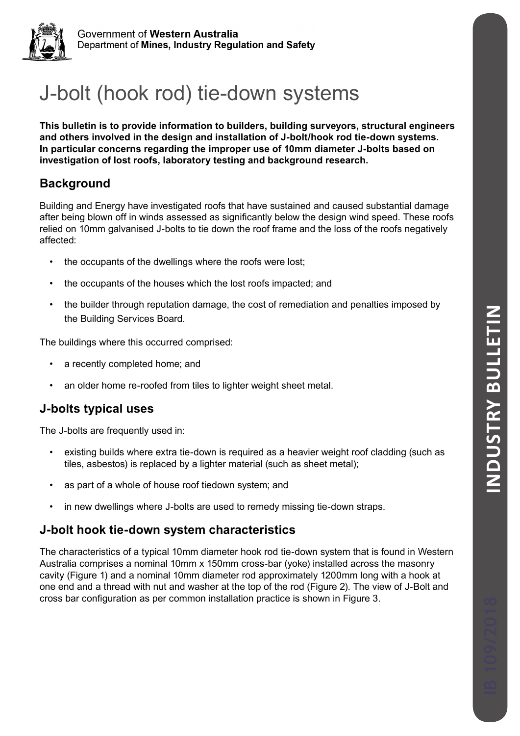Government of **Western Australia**
Department of **Mines, Industry Regulation and Safety**

# J-bolt (hook rod) tie-down systems

**This bulletin is to provide information to builders, building surveyors, structural engineers and others involved in the design and installation of J-bolt/hook rod tie-down systems. In particular concerns regarding the improper use of 10mm diameter J-bolts based on investigation of lost roofs, laboratory testing and background research.**

## Background

Building and Energy have investigated roofs that have sustained and caused substantial damage after being blown off in winds assessed as significantly below the design wind speed. These roofs relied on 10mm galvanised J-bolts to tie down the roof frame and the loss of the roofs negatively affected:

- the occupants of the dwellings where the roofs were lost;
- the occupants of the houses which the lost roofs impacted; and
- the builder through reputation damage, the cost of remediation and penalties imposed by the Building Services Board.

The buildings where this occurred comprised:

- a recently completed home; and
- an older home re-roofed from tiles to lighter weight sheet metal.

## J-bolts typical uses

The J-bolts are frequently used in:

- existing builds where extra tie-down is required as a heavier weight roof cladding (such as tiles, asbestos) is replaced by a lighter material (such as sheet metal);
- as part of a whole of house roof tiedown system; and
- in new dwellings where J-bolts are used to remedy missing tie-down straps.

## J-bolt hook tie-down system characteristics

The characteristics of a typical 10mm diameter hook rod tie-down system that is found in Western Australia comprises a nominal 10mm x 150mm cross-bar (yoke) installed across the masonry cavity (Figure 1) and a nominal 10mm diameter rod approximately 1200mm long with a hook at one end and a thread with nut and washer at the top of the rod (Figure 2). The view of J-Bolt and cross bar configuration as per common installation practice is shown in Figure 3.

INDUSTRY BULLETIN

IB 109/2018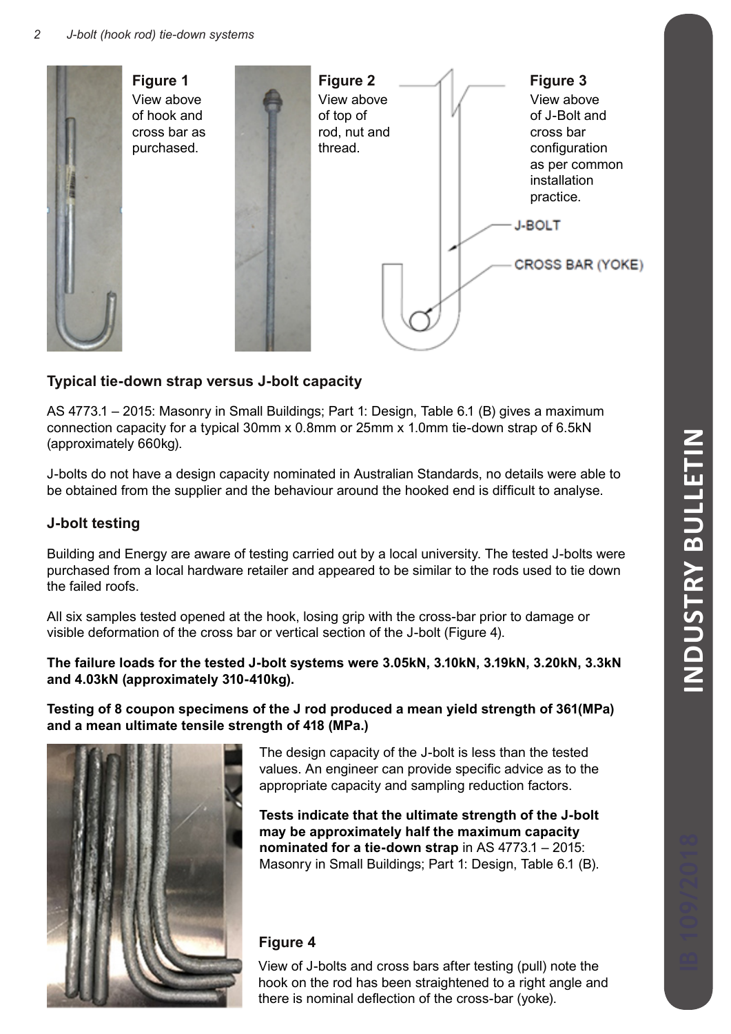**Figure 1**
View above of hook and cross bar as purchased.

**Figure 2**
View above of top of rod, nut and thread.

**Figure 3**
View above of J-Bolt and cross bar configuration as per common installation practice.

J-BOLT

CROSS BAR (YOKE)

### Typical tie-down strap versus J-bolt capacity

AS 4773.1 – 2015: Masonry in Small Buildings; Part 1: Design, Table 6.1 (B) gives a maximum connection capacity for a typical 30mm x 0.8mm or 25mm x 1.0mm tie-down strap of 6.5kN (approximately 660kg).

J-bolts do not have a design capacity nominated in Australian Standards, no details were able to be obtained from the supplier and the behaviour around the hooked end is difficult to analyse.

### J-bolt testing

Building and Energy are aware of testing carried out by a local university. The tested J-bolts were purchased from a local hardware retailer and appeared to be similar to the rods used to tie down the failed roofs.

All six samples tested opened at the hook, losing grip with the cross-bar prior to damage or visible deformation of the cross bar or vertical section of the J-bolt (Figure 4).

**The failure loads for the tested J-bolt systems were 3.05kN, 3.10kN, 3.19kN, 3.20kN, 3.3kN and 4.03kN (approximately 310-410kg).**

**Testing of 8 coupon specimens of the J rod produced a mean yield strength of 361(MPa) and a mean ultimate tensile strength of 418 (MPa.)**

The design capacity of the J-bolt is less than the tested values. An engineer can provide specific advice as to the appropriate capacity and sampling reduction factors.

**Tests indicate that the ultimate strength of the J-bolt may be approximately half the maximum capacity nominated for a tie-down strap** in AS 4773.1 – 2015: Masonry in Small Buildings; Part 1: Design, Table 6.1 (B).

**Figure 4**

View of J-bolts and cross bars after testing (pull) note the hook on the rod has been straightened to a right angle and there is nominal deflection of the cross-bar (yoke).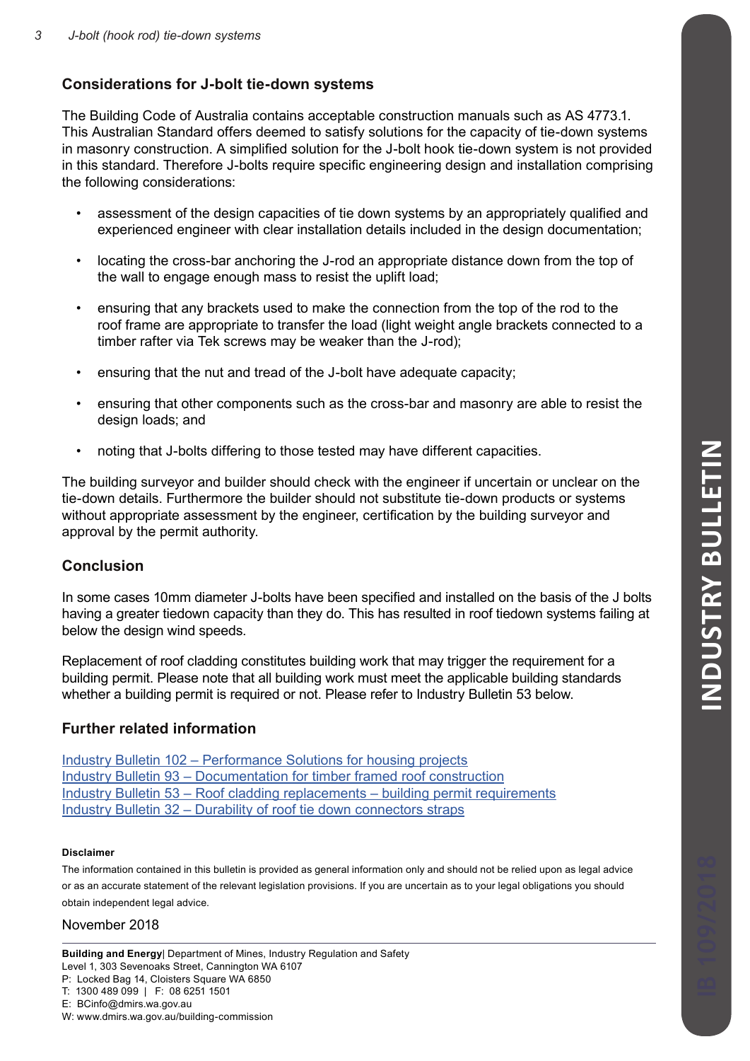## Considerations for J-bolt tie-down systems

The Building Code of Australia contains acceptable construction manuals such as AS 4773.1. This Australian Standard offers deemed to satisfy solutions for the capacity of tie-down systems in masonry construction. A simplified solution for the J-bolt hook tie-down system is not provided in this standard. Therefore J-bolts require specific engineering design and installation comprising the following considerations:

- assessment of the design capacities of tie down systems by an appropriately qualified and experienced engineer with clear installation details included in the design documentation;
- locating the cross-bar anchoring the J-rod an appropriate distance down from the top of the wall to engage enough mass to resist the uplift load;
- ensuring that any brackets used to make the connection from the top of the rod to the roof frame are appropriate to transfer the load (light weight angle brackets connected to a timber rafter via Tek screws may be weaker than the J-rod);
- ensuring that the nut and tread of the J-bolt have adequate capacity;
- ensuring that other components such as the cross-bar and masonry are able to resist the design loads; and
- noting that J-bolts differing to those tested may have different capacities.

The building surveyor and builder should check with the engineer if uncertain or unclear on the tie-down details. Furthermore the builder should not substitute tie-down products or systems without appropriate assessment by the engineer, certification by the building surveyor and approval by the permit authority.

## Conclusion

In some cases 10mm diameter J-bolts have been specified and installed on the basis of the J bolts having a greater tiedown capacity than they do. This has resulted in roof tiedown systems failing at below the design wind speeds.

Replacement of roof cladding constitutes building work that may trigger the requirement for a building permit. Please note that all building work must meet the applicable building standards whether a building permit is required or not. Please refer to Industry Bulletin 53 below.

## Further related information

Industry Bulletin 102 – Performance Solutions for housing projects
Industry Bulletin 93 – Documentation for timber framed roof construction
Industry Bulletin 53 – Roof cladding replacements – building permit requirements
Industry Bulletin 32 – Durability of roof tie down connectors straps

**Disclaimer**

The information contained in this bulletin is provided as general information only and should not be relied upon as legal advice or as an accurate statement of the relevant legislation provisions. If you are uncertain as to your legal obligations you should obtain independent legal advice.

November 2018

**Building and Energy**| Department of Mines, Industry Regulation and Safety
Level 1, 303 Sevenoaks Street, Cannington WA 6107
P: Locked Bag 14, Cloisters Square WA 6850
T: 1300 489 099 | F: 08 6251 1501
E: BCinfo@dmirs.wa.gov.au
W: www.dmirs.wa.gov.au/building-commission